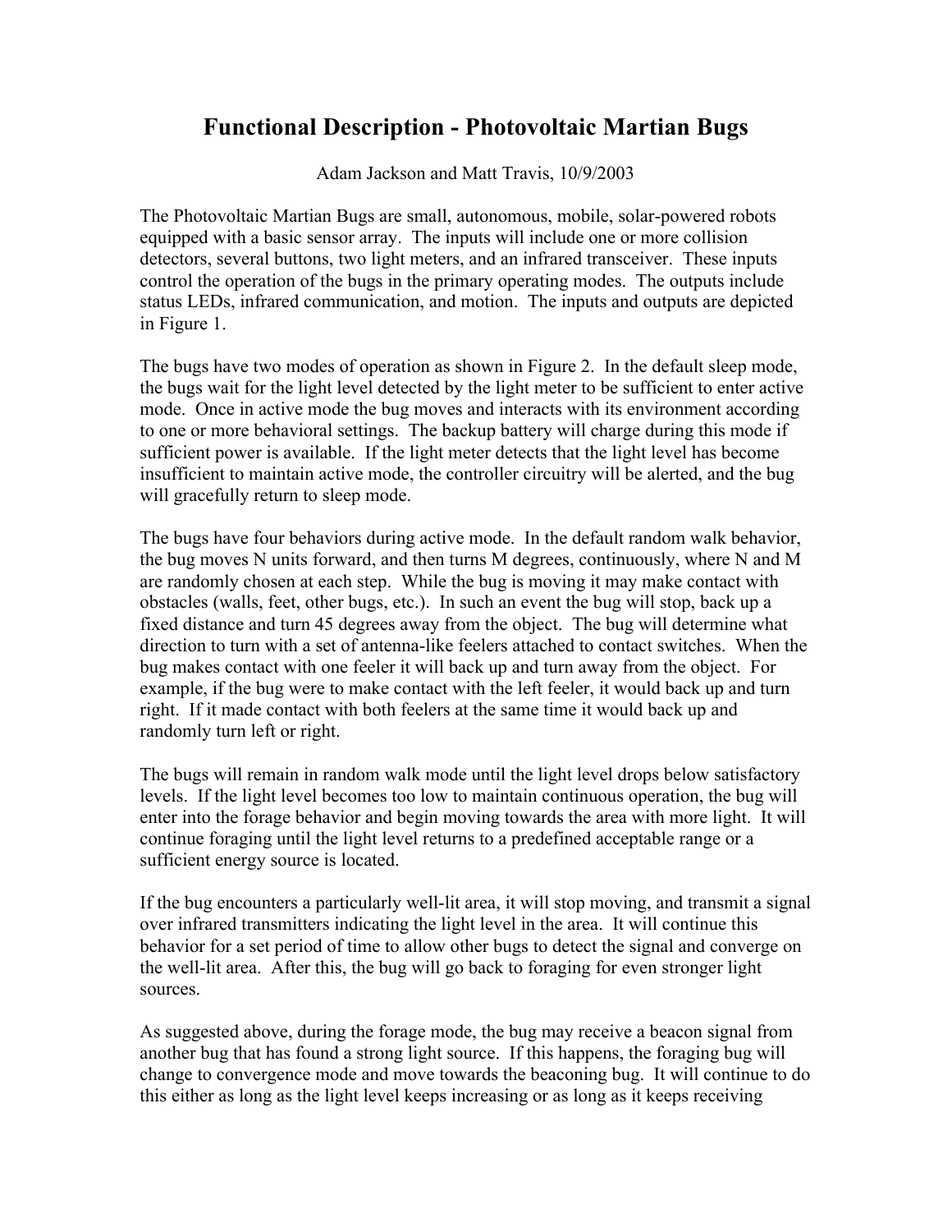# Functional Description - Photovoltaic Martian Bugs

Adam Jackson and Matt Travis, 10/9/2003

The Photovoltaic Martian Bugs are small, autonomous, mobile, solar-powered robots equipped with a basic sensor array. The inputs will include one or more collision detectors, several buttons, two light meters, and an infrared transceiver. These inputs control the operation of the bugs in the primary operating modes. The outputs include status LEDs, infrared communication, and motion. The inputs and outputs are depicted in Figure 1.

The bugs have two modes of operation as shown in Figure 2. In the default sleep mode, the bugs wait for the light level detected by the light meter to be sufficient to enter active mode. Once in active mode the bug moves and interacts with its environment according to one or more behavioral settings. The backup battery will charge during this mode if sufficient power is available. If the light meter detects that the light level has become insufficient to maintain active mode, the controller circuitry will be alerted, and the bug will gracefully return to sleep mode.

The bugs have four behaviors during active mode. In the default random walk behavior, the bug moves N units forward, and then turns M degrees, continuously, where N and M are randomly chosen at each step. While the bug is moving it may make contact with obstacles (walls, feet, other bugs, etc.). In such an event the bug will stop, back up a fixed distance and turn 45 degrees away from the object. The bug will determine what direction to turn with a set of antenna-like feelers attached to contact switches. When the bug makes contact with one feeler it will back up and turn away from the object. For example, if the bug were to make contact with the left feeler, it would back up and turn right. If it made contact with both feelers at the same time it would back up and randomly turn left or right.

The bugs will remain in random walk mode until the light level drops below satisfactory levels. If the light level becomes too low to maintain continuous operation, the bug will enter into the forage behavior and begin moving towards the area with more light. It will continue foraging until the light level returns to a predefined acceptable range or a sufficient energy source is located.

If the bug encounters a particularly well-lit area, it will stop moving, and transmit a signal over infrared transmitters indicating the light level in the area. It will continue this behavior for a set period of time to allow other bugs to detect the signal and converge on the well-lit area. After this, the bug will go back to foraging for even stronger light sources.

As suggested above, during the forage mode, the bug may receive a beacon signal from another bug that has found a strong light source. If this happens, the foraging bug will change to convergence mode and move towards the beaconing bug. It will continue to do this either as long as the light level keeps increasing or as long as it keeps receiving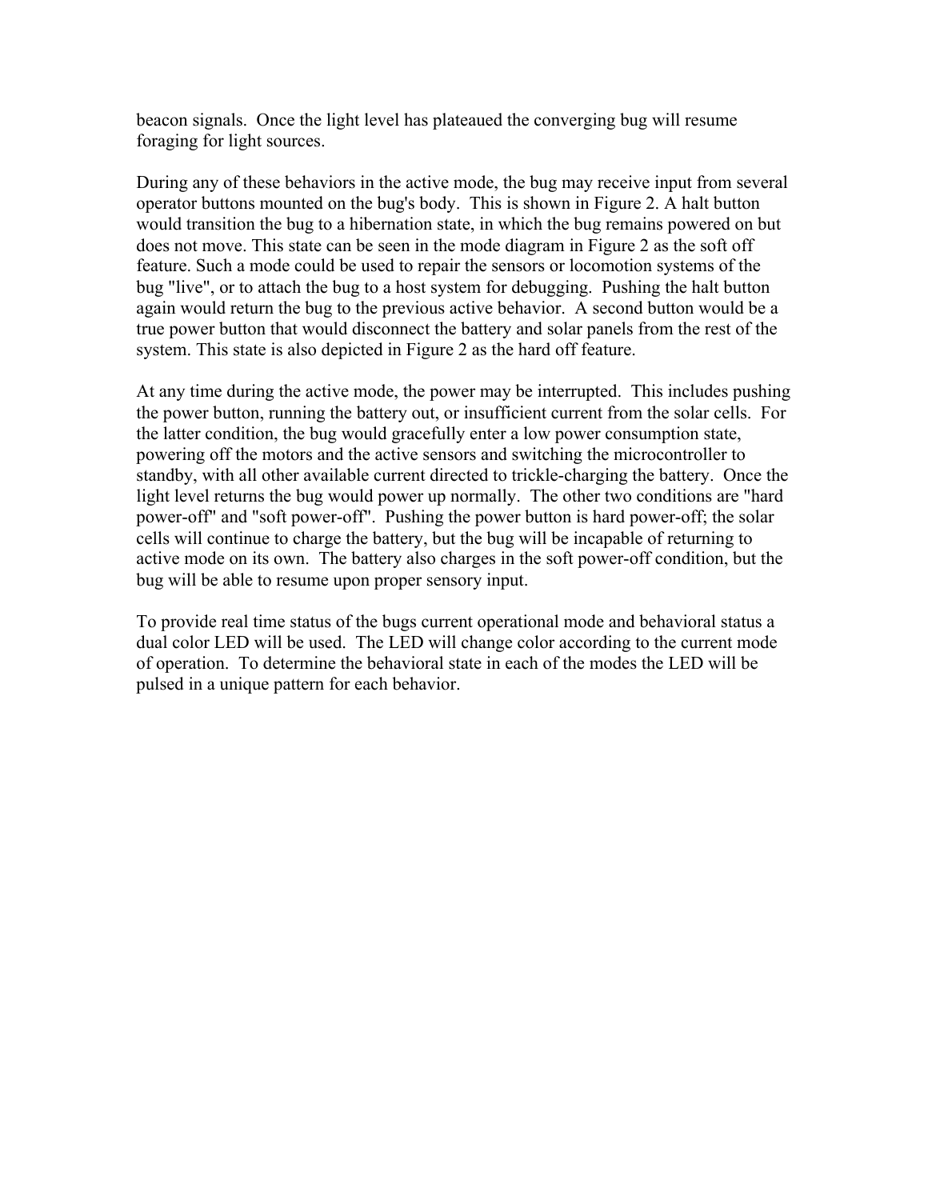beacon signals. Once the light level has plateaued the converging bug will resume foraging for light sources.

During any of these behaviors in the active mode, the bug may receive input from several operator buttons mounted on the bug's body. This is shown in Figure 2. A halt button would transition the bug to a hibernation state, in which the bug remains powered on but does not move. This state can be seen in the mode diagram in Figure 2 as the soft off feature. Such a mode could be used to repair the sensors or locomotion systems of the bug "live", or to attach the bug to a host system for debugging. Pushing the halt button again would return the bug to the previous active behavior. A second button would be a true power button that would disconnect the battery and solar panels from the rest of the system. This state is also depicted in Figure 2 as the hard off feature.

At any time during the active mode, the power may be interrupted. This includes pushing the power button, running the battery out, or insufficient current from the solar cells. For the latter condition, the bug would gracefully enter a low power consumption state, powering off the motors and the active sensors and switching the microcontroller to standby, with all other available current directed to trickle-charging the battery. Once the light level returns the bug would power up normally. The other two conditions are "hard power-off" and "soft power-off". Pushing the power button is hard power-off; the solar cells will continue to charge the battery, but the bug will be incapable of returning to active mode on its own. The battery also charges in the soft power-off condition, but the bug will be able to resume upon proper sensory input.

To provide real time status of the bugs current operational mode and behavioral status a dual color LED will be used. The LED will change color according to the current mode of operation. To determine the behavioral state in each of the modes the LED will be pulsed in a unique pattern for each behavior.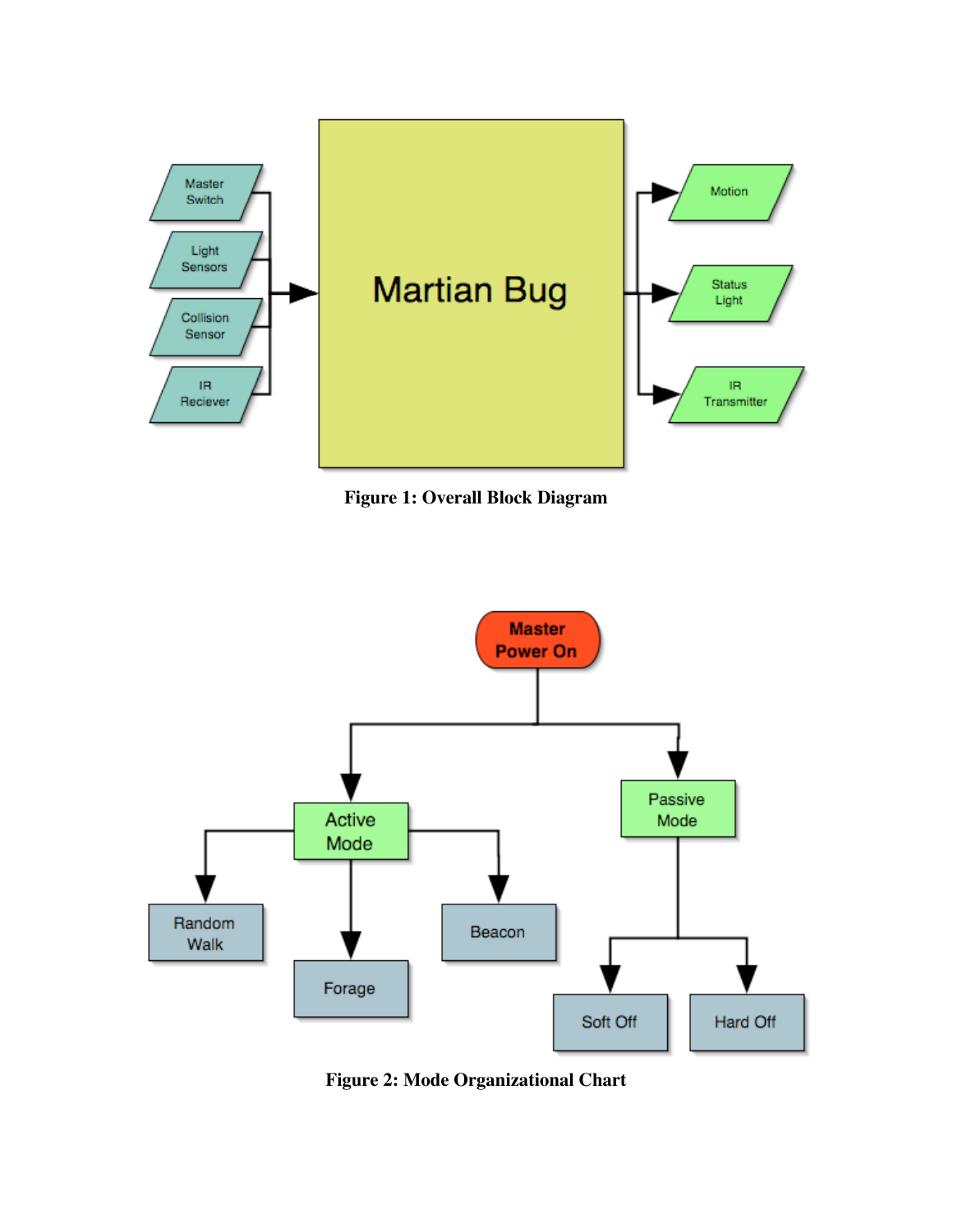Master Switch

Light Sensors

Collision Sensor

IR Reciever

Martian Bug

Motion

Status Light

IR Transmitter

**Figure 1: Overall Block Diagram**

Master Power On

Active Mode

Passive Mode

Random Walk

Forage

Beacon

Soft Off

Hard Off

**Figure 2: Mode Organizational Chart**